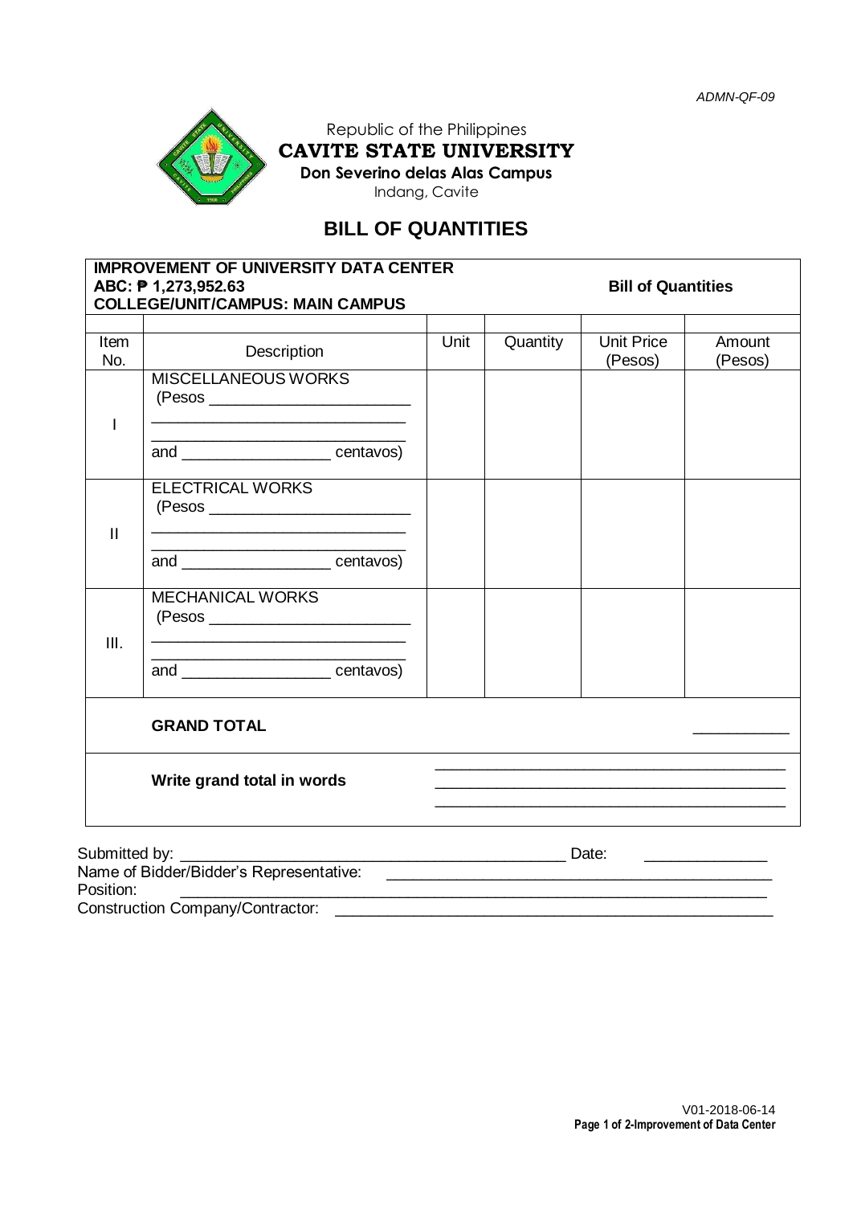ADMN-QF-09

Republic of the Philippines
**CAVITE STATE UNIVERSITY**
**Don Severino delas Alas Campus**
Indang, Cavite

# BILL OF QUANTITIES

**IMPROVEMENT OF UNIVERSITY DATA CENTER**
**ABC: ₱ 1,273,952.63** **Bill of Quantities**
**COLLEGE/UNIT/CAMPUS: MAIN CAMPUS**

| Item No. | Description | Unit | Quantity | Unit Price (Pesos) | Amount (Pesos) |
|---|---|---|---|---|---|
| I | MISCELLANEOUS WORKS (Pesos ________________________ ______________________________ ______________________________ and _________________ centavos) | | | | |
| II | ELECTRICAL WORKS (Pesos ________________________ ______________________________ ______________________________ and _________________ centavos) | | | | |
| III. | MECHANICAL WORKS (Pesos ________________________ ______________________________ ______________________________ and _________________ centavos) | | | | |
| | **GRAND TOTAL** | | | | ___________ |
| | **Write grand total in words** | ___________________________________________ ___________________________________________ ___________________________________________ | | | |

Submitted by: _______________________________________________ Date: ______________
Name of Bidder/Bidder's Representative: _______________________________________________
Position: _______________________________________________
Construction Company/Contractor: _______________________________________________

V01-2018-06-14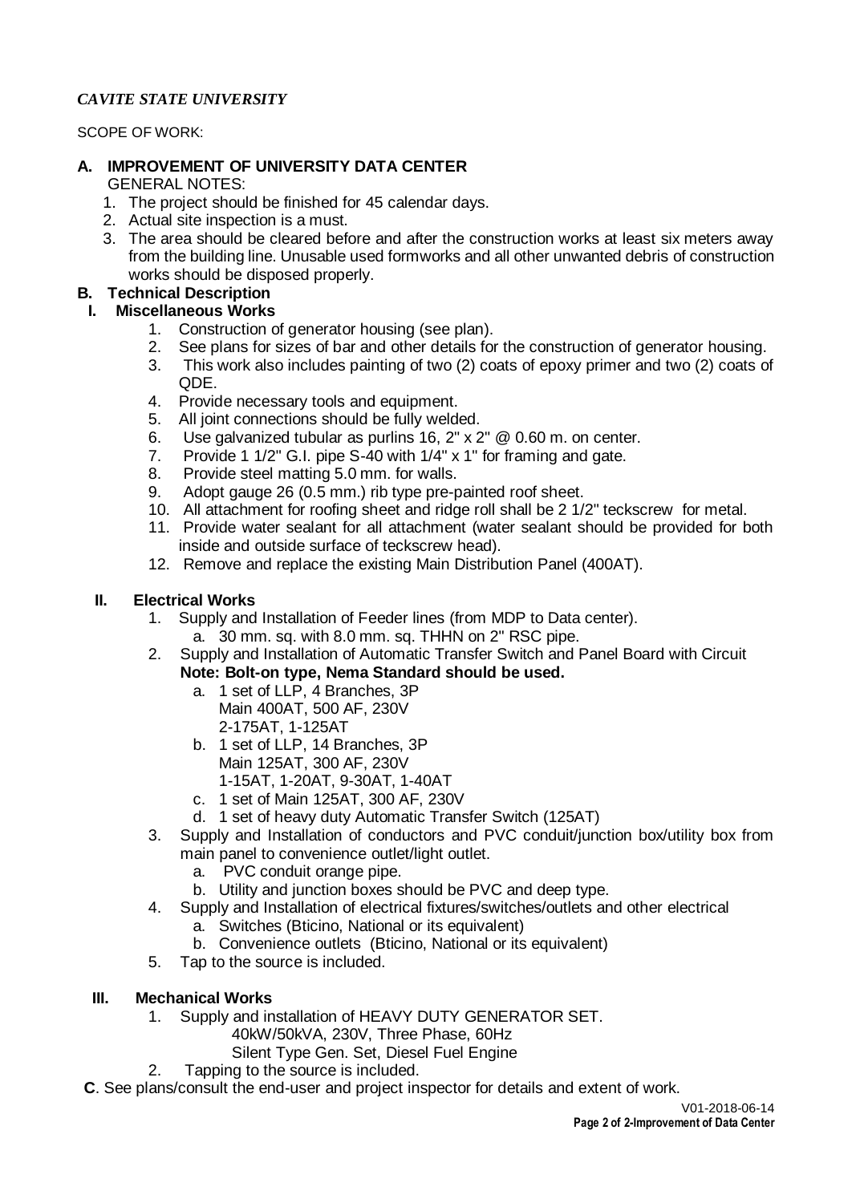*CAVITE STATE UNIVERSITY*

SCOPE OF WORK:

## A. IMPROVEMENT OF UNIVERSITY DATA CENTER

GENERAL NOTES:

1. The project should be finished for 45 calendar days.
2. Actual site inspection is a must.
3. The area should be cleared before and after the construction works at least six meters away from the building line. Unusable used formworks and all other unwanted debris of construction works should be disposed properly.

## B. Technical Description

### I. Miscellaneous Works

1. Construction of generator housing (see plan).
2. See plans for sizes of bar and other details for the construction of generator housing.
3. This work also includes painting of two (2) coats of epoxy primer and two (2) coats of QDE.
4. Provide necessary tools and equipment.
5. All joint connections should be fully welded.
6. Use galvanized tubular as purlins 16, 2" x 2" @ 0.60 m. on center.
7. Provide 1 1/2" G.I. pipe S-40 with 1/4" x 1" for framing and gate.
8. Provide steel matting 5.0 mm. for walls.
9. Adopt gauge 26 (0.5 mm.) rib type pre-painted roof sheet.
10. All attachment for roofing sheet and ridge roll shall be 2 1/2" teckscrew for metal.
11. Provide water sealant for all attachment (water sealant should be provided for both inside and outside surface of teckscrew head).
12. Remove and replace the existing Main Distribution Panel (400AT).

### II. Electrical Works

1. Supply and Installation of Feeder lines (from MDP to Data center).
   a. 30 mm. sq. with 8.0 mm. sq. THHN on 2" RSC pipe.
2. Supply and Installation of Automatic Transfer Switch and Panel Board with Circuit
   **Note: Bolt-on type, Nema Standard should be used.**
   a. 1 set of LLP, 4 Branches, 3P
      Main 400AT, 500 AF, 230V
      2-175AT, 1-125AT
   b. 1 set of LLP, 14 Branches, 3P
      Main 125AT, 300 AF, 230V
      1-15AT, 1-20AT, 9-30AT, 1-40AT
   c. 1 set of Main 125AT, 300 AF, 230V
   d. 1 set of heavy duty Automatic Transfer Switch (125AT)
3. Supply and Installation of conductors and PVC conduit/junction box/utility box from main panel to convenience outlet/light outlet.
   a. PVC conduit orange pipe.
   b. Utility and junction boxes should be PVC and deep type.
4. Supply and Installation of electrical fixtures/switches/outlets and other electrical
   a. Switches (Bticino, National or its equivalent)
   b. Convenience outlets (Bticino, National or its equivalent)
5. Tap to the source is included.

### III. Mechanical Works

1. Supply and installation of HEAVY DUTY GENERATOR SET.
   40kW/50kVA, 230V, Three Phase, 60Hz
   Silent Type Gen. Set, Diesel Fuel Engine
2. Tapping to the source is included.

**C**. See plans/consult the end-user and project inspector for details and extent of work.

V01-2018-06-14